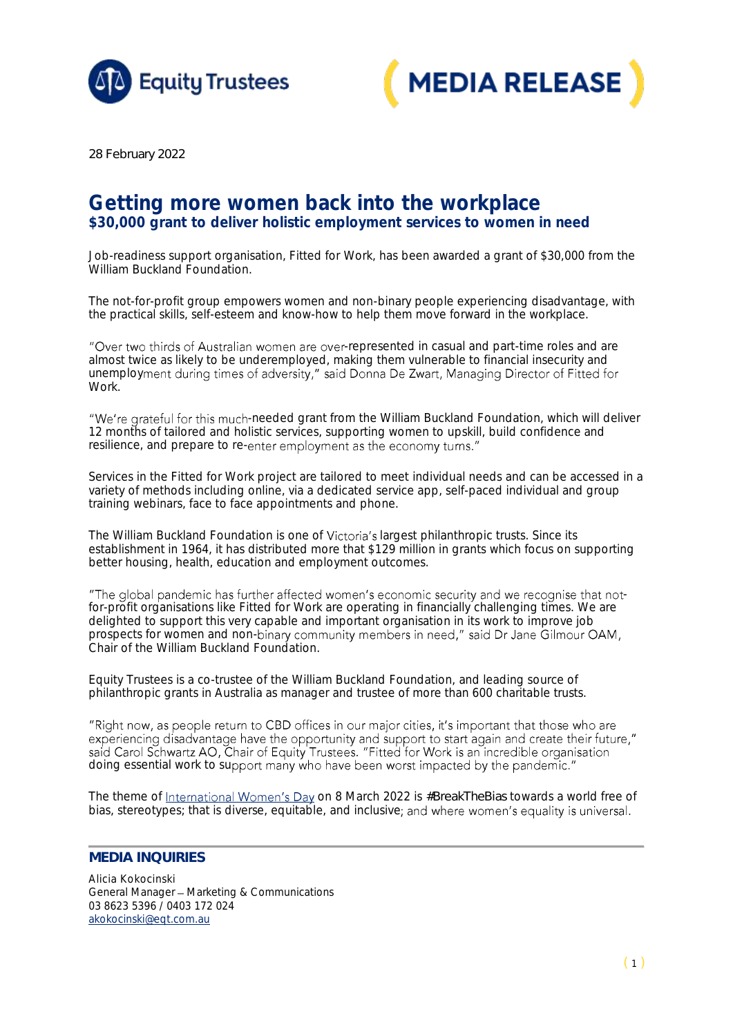Equity Trustees

MEDIA RELEASE

28 February 2022

# Getting more women back into the workplace

## $30,000 grant to deliver holistic employment services to women in need

Job-readiness support organisation, Fitted for Work, has been awarded a grant of $30,000 from the William Buckland Foundation.

The not-for-profit group empowers women and non-binary people experiencing disadvantage, with the practical skills, self-esteem and know-how to help them move forward in the workplace.

"Over two thirds of Australian women are over-represented in casual and part-time roles and are almost twice as likely to be underemployed, making them vulnerable to financial insecurity and unemployment during times of adversity," said Donna De Zwart, Managing Director of Fitted for Work.

"We're grateful for this much-needed grant from the William Buckland Foundation, which will deliver 12 months of tailored and holistic services, supporting women to upskill, build confidence and resilience, and prepare to re-enter employment as the economy turns."

Services in the Fitted for Work project are tailored to meet individual needs and can be accessed in a variety of methods including online, via a dedicated service app, self-paced individual and group training webinars, face to face appointments and phone.

The William Buckland Foundation is one of Victoria's largest philanthropic trusts. Since its establishment in 1964, it has distributed more that $129 million in grants which focus on supporting better housing, health, education and employment outcomes.

"The global pandemic has further affected women's economic security and we recognise that not-for-profit organisations like Fitted for Work are operating in financially challenging times. We are delighted to support this very capable and important organisation in its work to improve job prospects for women and non-binary community members in need," said Dr Jane Gilmour OAM, Chair of the William Buckland Foundation.

Equity Trustees is a co-trustee of the William Buckland Foundation, and leading source of philanthropic grants in Australia as manager and trustee of more than 600 charitable trusts.

"Right now, as people return to CBD offices in our major cities, it's important that those who are experiencing disadvantage have the opportunity and support to start again and create their future," said Carol Schwartz AO, Chair of Equity Trustees. "Fitted for Work is an incredible organisation doing essential work to support many who have been worst impacted by the pandemic."

The theme of International Women's Day on 8 March 2022 is #BreakTheBias towards a world free of bias, stereotypes; that is diverse, equitable, and inclusive; and where women's equality is universal.

---

### MEDIA INQUIRIES

Alicia Kokocinski
General Manager – Marketing & Communications
03 8623 5396 / 0403 172 024
akokocinski@eqt.com.au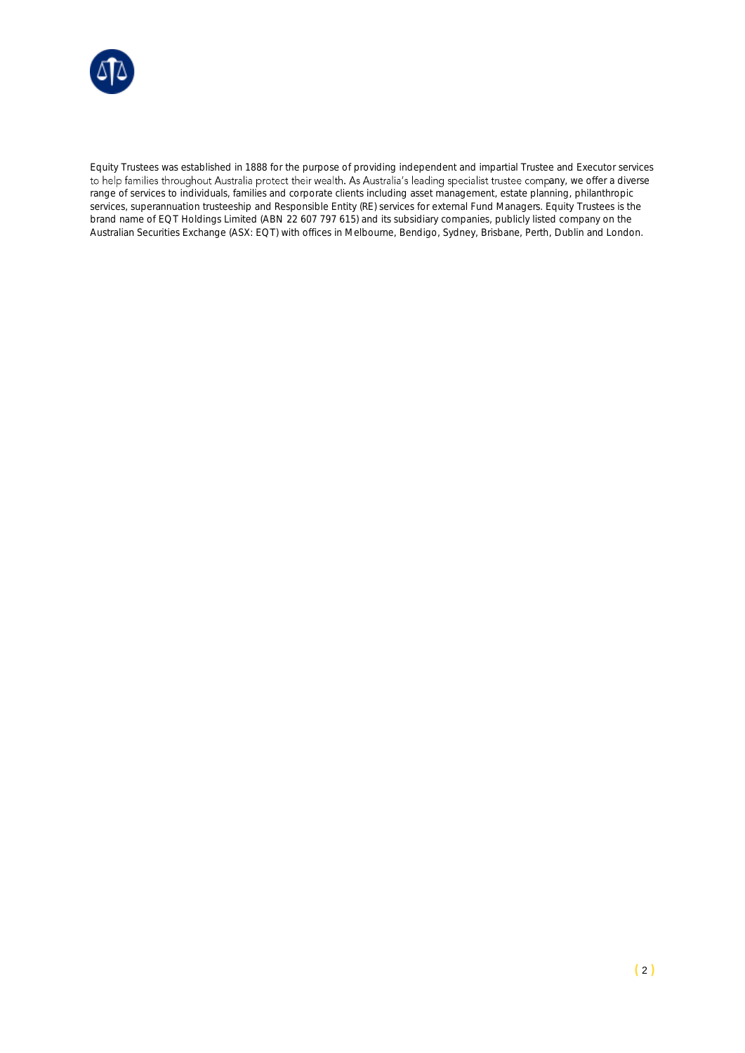Equity Trustees was established in 1888 for the purpose of providing independent and impartial Trustee and Executor services to help families throughout Australia protect their wealth. As Australia's leading specialist trustee company, we offer a diverse range of services to individuals, families and corporate clients including asset management, estate planning, philanthropic services, superannuation trusteeship and Responsible Entity (RE) services for external Fund Managers. Equity Trustees is the brand name of EQT Holdings Limited (ABN 22 607 797 615) and its subsidiary companies, publicly listed company on the Australian Securities Exchange (ASX: EQT) with offices in Melbourne, Bendigo, Sydney, Brisbane, Perth, Dublin and London.